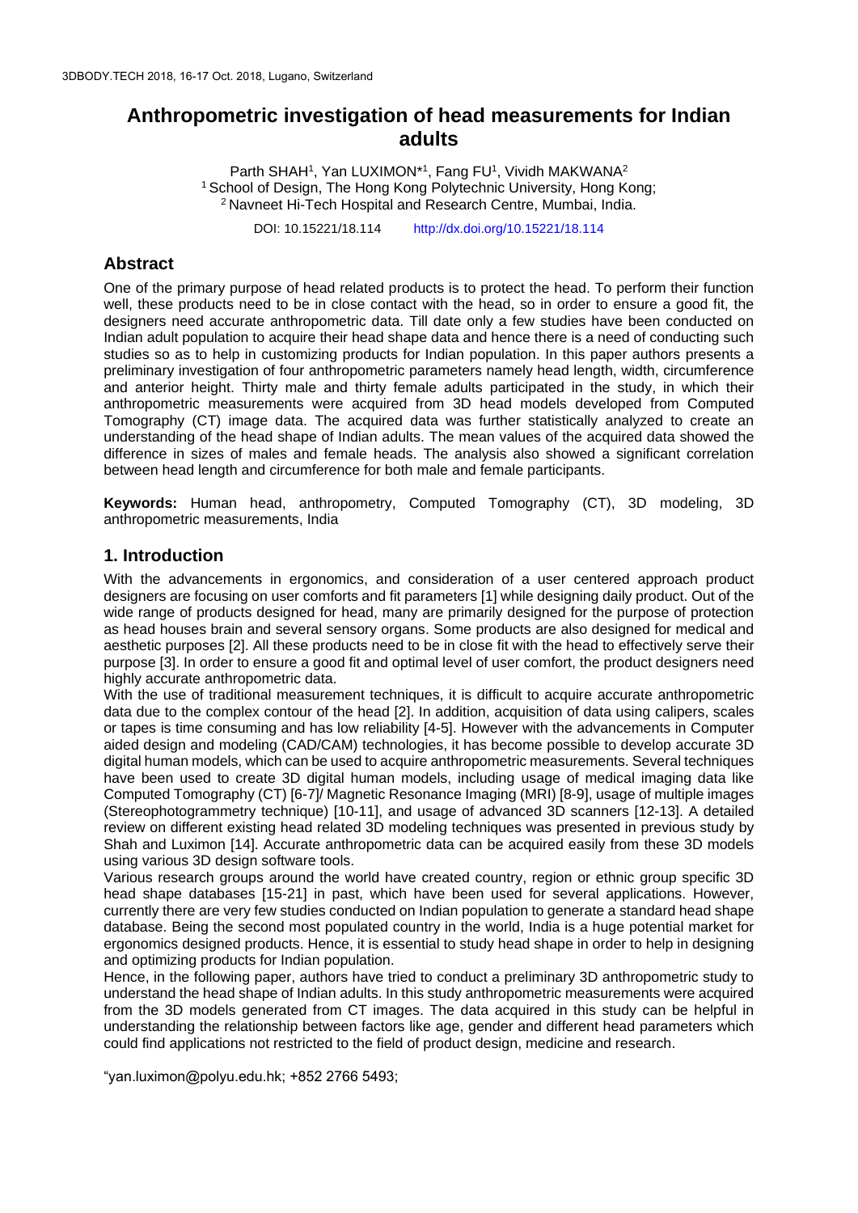# Anthropometric investigation of head measurements for Indian adults

Parth SHAH[1], Yan LUXIMON*[1], Fang FU[1], Vividh MAKWANA[2]

[1] School of Design, The Hong Kong Polytechnic University, Hong Kong;

[2] Navneet Hi-Tech Hospital and Research Centre, Mumbai, India.

DOI: 10.15221/18.114 http://dx.doi.org/10.15221/18.114

## Abstract

One of the primary purpose of head related products is to protect the head. To perform their function well, these products need to be in close contact with the head, so in order to ensure a good fit, the designers need accurate anthropometric data. Till date only a few studies have been conducted on Indian adult population to acquire their head shape data and hence there is a need of conducting such studies so as to help in customizing products for Indian population. In this paper authors presents a preliminary investigation of four anthropometric parameters namely head length, width, circumference and anterior height. Thirty male and thirty female adults participated in the study, in which their anthropometric measurements were acquired from 3D head models developed from Computed Tomography (CT) image data. The acquired data was further statistically analyzed to create an understanding of the head shape of Indian adults. The mean values of the acquired data showed the difference in sizes of males and female heads. The analysis also showed a significant correlation between head length and circumference for both male and female participants.

**Keywords:** Human head, anthropometry, Computed Tomography (CT), 3D modeling, 3D anthropometric measurements, India

## 1. Introduction

With the advancements in ergonomics, and consideration of a user centered approach product designers are focusing on user comforts and fit parameters [1] while designing daily product. Out of the wide range of products designed for head, many are primarily designed for the purpose of protection as head houses brain and several sensory organs. Some products are also designed for medical and aesthetic purposes [2]. All these products need to be in close fit with the head to effectively serve their purpose [3]. In order to ensure a good fit and optimal level of user comfort, the product designers need highly accurate anthropometric data.

With the use of traditional measurement techniques, it is difficult to acquire accurate anthropometric data due to the complex contour of the head [2]. In addition, acquisition of data using calipers, scales or tapes is time consuming and has low reliability [4-5]. However with the advancements in Computer aided design and modeling (CAD/CAM) technologies, it has become possible to develop accurate 3D digital human models, which can be used to acquire anthropometric measurements. Several techniques have been used to create 3D digital human models, including usage of medical imaging data like Computed Tomography (CT) [6-7]/ Magnetic Resonance Imaging (MRI) [8-9], usage of multiple images (Stereophotogrammetry technique) [10-11], and usage of advanced 3D scanners [12-13]. A detailed review on different existing head related 3D modeling techniques was presented in previous study by Shah and Luximon [14]. Accurate anthropometric data can be acquired easily from these 3D models using various 3D design software tools.

Various research groups around the world have created country, region or ethnic group specific 3D head shape databases [15-21] in past, which have been used for several applications. However, currently there are very few studies conducted on Indian population to generate a standard head shape database. Being the second most populated country in the world, India is a huge potential market for ergonomics designed products. Hence, it is essential to study head shape in order to help in designing and optimizing products for Indian population.

Hence, in the following paper, authors have tried to conduct a preliminary 3D anthropometric study to understand the head shape of Indian adults. In this study anthropometric measurements were acquired from the 3D models generated from CT images. The data acquired in this study can be helpful in understanding the relationship between factors like age, gender and different head parameters which could find applications not restricted to the field of product design, medicine and research.

*yan.luximon@polyu.edu.hk; +852 2766 5493;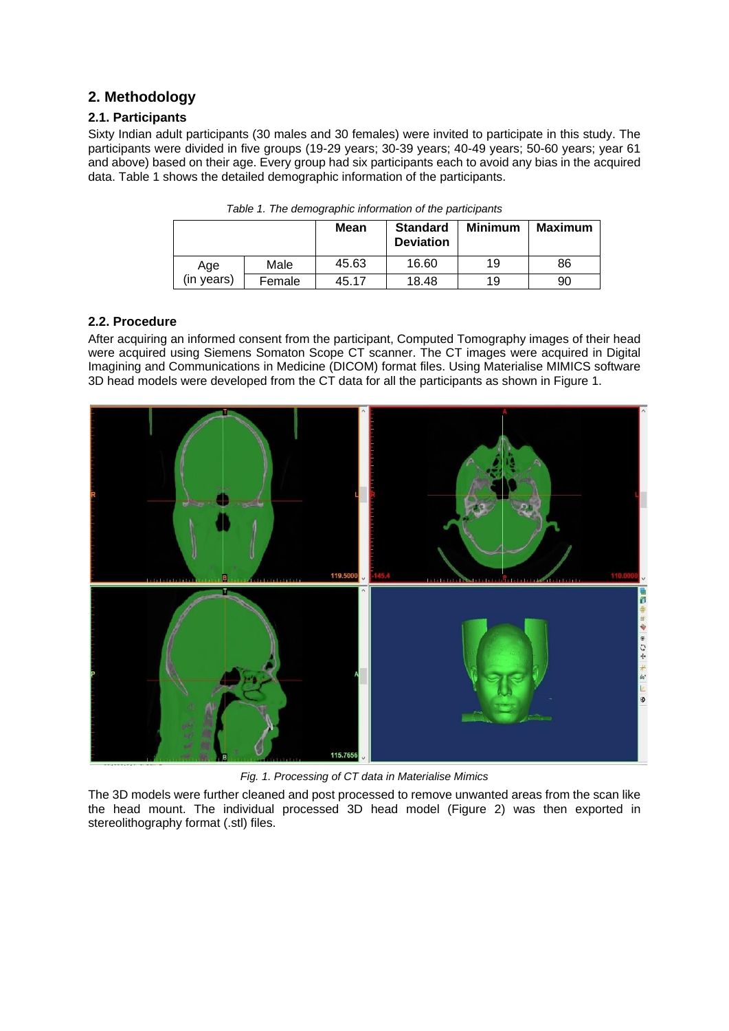## 2. Methodology

### 2.1. Participants

Sixty Indian adult participants (30 males and 30 females) were invited to participate in this study. The participants were divided in five groups (19-29 years; 30-39 years; 40-49 years; 50-60 years; year 61 and above) based on their age. Every group had six participants each to avoid any bias in the acquired data. Table 1 shows the detailed demographic information of the participants.

*Table 1. The demographic information of the participants*

| | | Mean | Standard Deviation | Minimum | Maximum |
|---|---|---|---|---|---|
| Age (in years) | Male | 45.63 | 16.60 | 19 | 86 |
| | Female | 45.17 | 18.48 | 19 | 90 |

### 2.2. Procedure

After acquiring an informed consent from the participant, Computed Tomography images of their head were acquired using Siemens Somaton Scope CT scanner. The CT images were acquired in Digital Imagining and Communications in Medicine (DICOM) format files. Using Materialise MIMICS software 3D head models were developed from the CT data for all the participants as shown in Figure 1.

*Fig. 1. Processing of CT data in Materialise Mimics*

The 3D models were further cleaned and post processed to remove unwanted areas from the scan like the head mount. The individual processed 3D head model (Figure 2) was then exported in stereolithography format (.stl) files.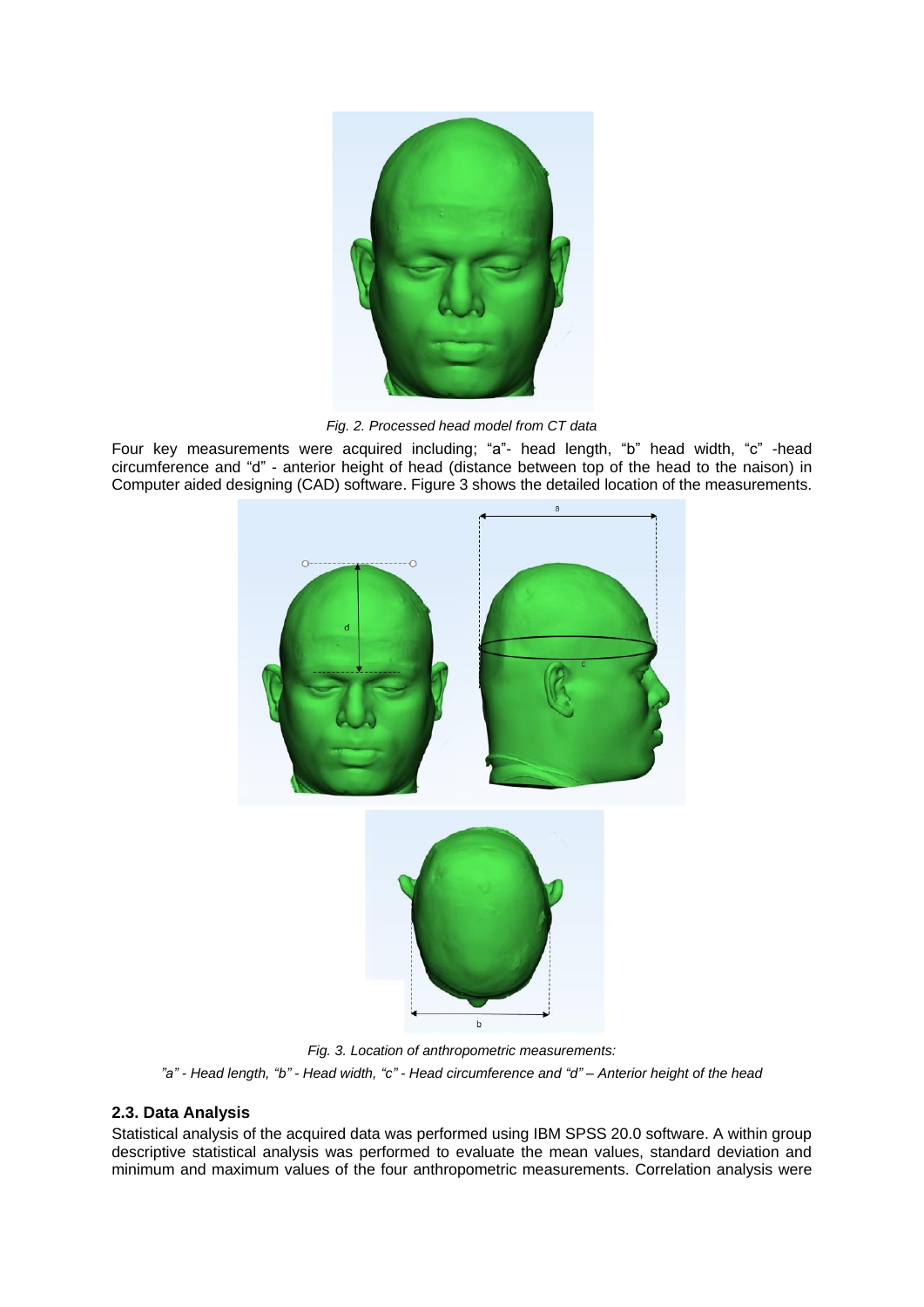*Fig. 2. Processed head model from CT data*

Four key measurements were acquired including; “a”- head length, “b” head width, “c” -head circumference and “d” - anterior height of head (distance between top of the head to the naison) in Computer aided designing (CAD) software. Figure 3 shows the detailed location of the measurements.

*Fig. 3. Location of anthropometric measurements:*

*”a” - Head length, “b” - Head width, “c” - Head circumference and “d” – Anterior height of the head*

## 2.3. Data Analysis

Statistical analysis of the acquired data was performed using IBM SPSS 20.0 software. A within group descriptive statistical analysis was performed to evaluate the mean values, standard deviation and minimum and maximum values of the four anthropometric measurements. Correlation analysis were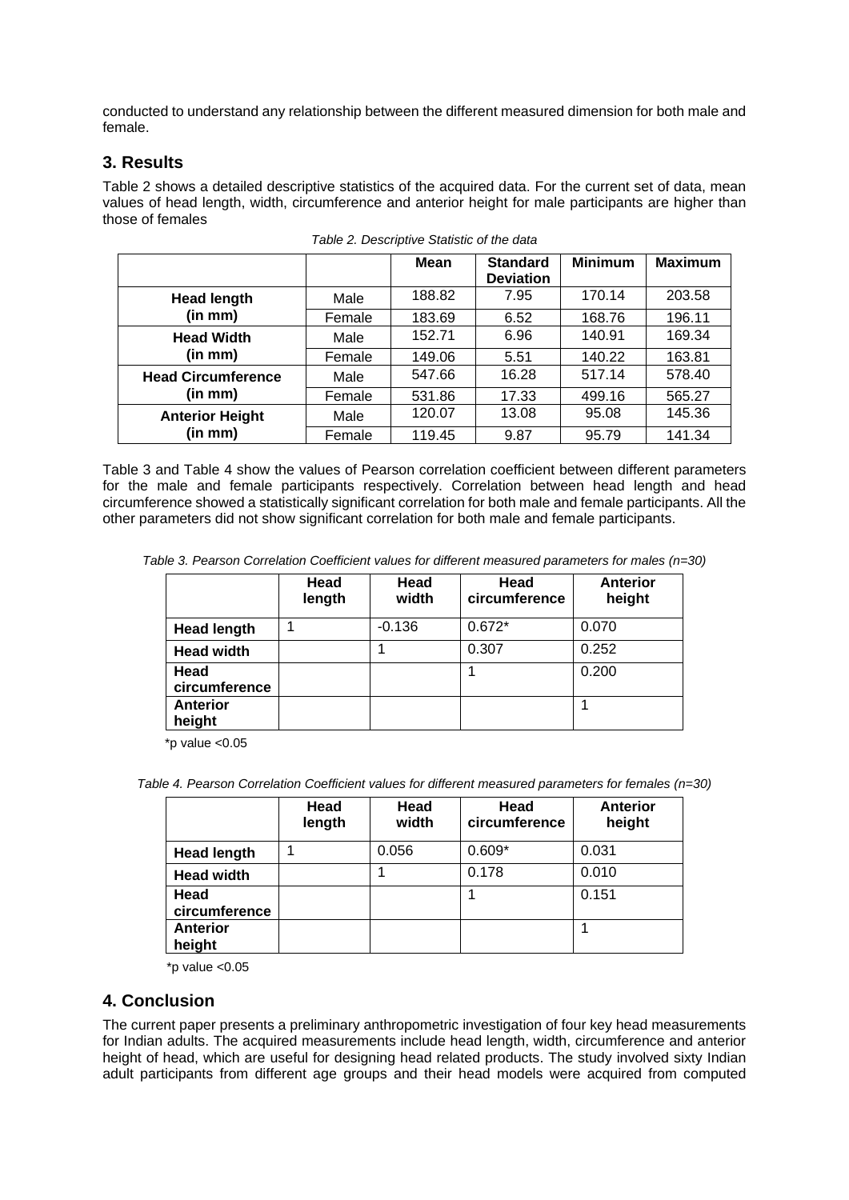conducted to understand any relationship between the different measured dimension for both male and female.

## 3. Results

Table 2 shows a detailed descriptive statistics of the acquired data. For the current set of data, mean values of head length, width, circumference and anterior height for male participants are higher than those of females

*Table 2. Descriptive Statistic of the data*

| | | **Mean** | **Standard Deviation** | **Minimum** | **Maximum** |
|---|---|---|---|---|---|
| **Head length (in mm)** | Male | 188.82 | 7.95 | 170.14 | 203.58 |
| | Female | 183.69 | 6.52 | 168.76 | 196.11 |
| **Head Width (in mm)** | Male | 152.71 | 6.96 | 140.91 | 169.34 |
| | Female | 149.06 | 5.51 | 140.22 | 163.81 |
| **Head Circumference (in mm)** | Male | 547.66 | 16.28 | 517.14 | 578.40 |
| | Female | 531.86 | 17.33 | 499.16 | 565.27 |
| **Anterior Height (in mm)** | Male | 120.07 | 13.08 | 95.08 | 145.36 |
| | Female | 119.45 | 9.87 | 95.79 | 141.34 |

Table 3 and Table 4 show the values of Pearson correlation coefficient between different parameters for the male and female participants respectively. Correlation between head length and head circumference showed a statistically significant correlation for both male and female participants. All the other parameters did not show significant correlation for both male and female participants.

*Table 3. Pearson Correlation Coefficient values for different measured parameters for males (n=30)*

| | **Head length** | **Head width** | **Head circumference** | **Anterior height** |
|---|---|---|---|---|
| **Head length** | 1 | -0.136 | 0.672* | 0.070 |
| **Head width** | | 1 | 0.307 | 0.252 |
| **Head circumference** | | | 1 | 0.200 |
| **Anterior height** | | | | 1 |

*p value <0.05

*Table 4. Pearson Correlation Coefficient values for different measured parameters for females (n=30)*

| | **Head length** | **Head width** | **Head circumference** | **Anterior height** |
|---|---|---|---|---|
| **Head length** | 1 | 0.056 | 0.609* | 0.031 |
| **Head width** | | 1 | 0.178 | 0.010 |
| **Head circumference** | | | 1 | 0.151 |
| **Anterior height** | | | | 1 |

*p value <0.05

## 4. Conclusion

The current paper presents a preliminary anthropometric investigation of four key head measurements for Indian adults. The acquired measurements include head length, width, circumference and anterior height of head, which are useful for designing head related products. The study involved sixty Indian adult participants from different age groups and their head models were acquired from computed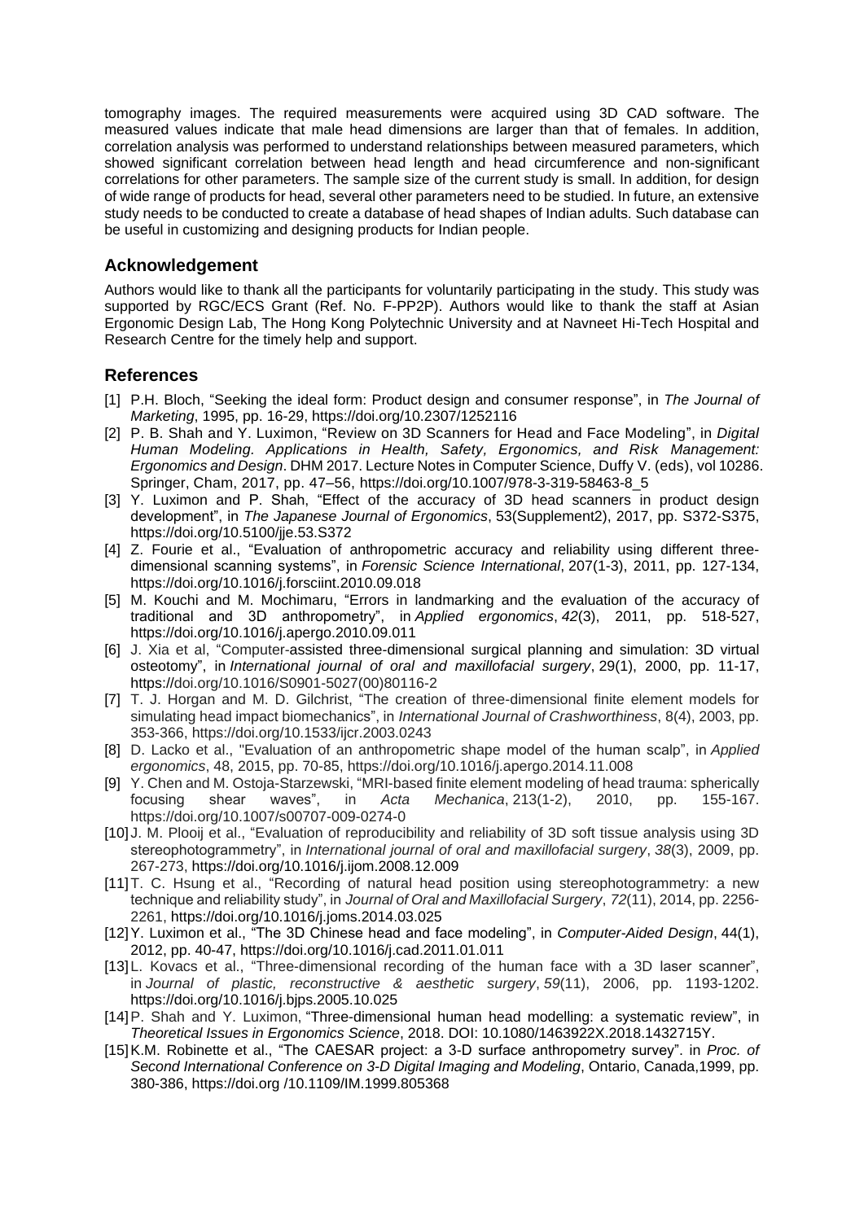tomography images. The required measurements were acquired using 3D CAD software. The measured values indicate that male head dimensions are larger than that of females. In addition, correlation analysis was performed to understand relationships between measured parameters, which showed significant correlation between head length and head circumference and non-significant correlations for other parameters. The sample size of the current study is small. In addition, for design of wide range of products for head, several other parameters need to be studied. In future, an extensive study needs to be conducted to create a database of head shapes of Indian adults. Such database can be useful in customizing and designing products for Indian people.

## Acknowledgement

Authors would like to thank all the participants for voluntarily participating in the study. This study was supported by RGC/ECS Grant (Ref. No. F-PP2P). Authors would like to thank the staff at Asian Ergonomic Design Lab, The Hong Kong Polytechnic University and at Navneet Hi-Tech Hospital and Research Centre for the timely help and support.

## References

[1] P.H. Bloch, "Seeking the ideal form: Product design and consumer response", in *The Journal of Marketing*, 1995, pp. 16-29, https://doi.org/10.2307/1252116

[2] P. B. Shah and Y. Luximon, "Review on 3D Scanners for Head and Face Modeling", in *Digital Human Modeling. Applications in Health, Safety, Ergonomics, and Risk Management: Ergonomics and Design*. DHM 2017. Lecture Notes in Computer Science, Duffy V. (eds), vol 10286. Springer, Cham, 2017, pp. 47–56, https://doi.org/10.1007/978-3-319-58463-8_5

[3] Y. Luximon and P. Shah, "Effect of the accuracy of 3D head scanners in product design development", in *The Japanese Journal of Ergonomics*, 53(Supplement2), 2017, pp. S372-S375, https://doi.org/10.5100/jje.53.S372

[4] Z. Fourie et al., "Evaluation of anthropometric accuracy and reliability using different three-dimensional scanning systems", in *Forensic Science International*, 207(1-3), 2011, pp. 127-134, https://doi.org/10.1016/j.forsciint.2010.09.018

[5] M. Kouchi and M. Mochimaru, "Errors in landmarking and the evaluation of the accuracy of traditional and 3D anthropometry", in *Applied ergonomics*, *42*(3), 2011, pp. 518-527, https://doi.org/10.1016/j.apergo.2010.09.011

[6] J. Xia et al, "Computer-assisted three-dimensional surgical planning and simulation: 3D virtual osteotomy", in *International journal of oral and maxillofacial surgery*, 29(1), 2000, pp. 11-17, https://doi.org/10.1016/S0901-5027(00)80116-2

[7] T. J. Horgan and M. D. Gilchrist, "The creation of three-dimensional finite element models for simulating head impact biomechanics", in *International Journal of Crashworthiness*, 8(4), 2003, pp. 353-366, https://doi.org/10.1533/ijcr.2003.0243

[8] D. Lacko et al., "Evaluation of an anthropometric shape model of the human scalp", in *Applied ergonomics*, 48, 2015, pp. 70-85, https://doi.org/10.1016/j.apergo.2014.11.008

[9] Y. Chen and M. Ostoja-Starzewski, "MRI-based finite element modeling of head trauma: spherically focusing shear waves", in *Acta Mechanica*, 213(1-2), 2010, pp. 155-167. https://doi.org/10.1007/s00707-009-0274-0

[10] J. M. Plooij et al., "Evaluation of reproducibility and reliability of 3D soft tissue analysis using 3D stereophotogrammetry", in *International journal of oral and maxillofacial surgery*, *38*(3), 2009, pp. 267-273, https://doi.org/10.1016/j.ijom.2008.12.009

[11] T. C. Hsung et al., "Recording of natural head position using stereophotogrammetry: a new technique and reliability study", in *Journal of Oral and Maxillofacial Surgery*, *72*(11), 2014, pp. 2256-2261, https://doi.org/10.1016/j.joms.2014.03.025

[12] Y. Luximon et al., "The 3D Chinese head and face modeling", in *Computer-Aided Design*, 44(1), 2012, pp. 40-47, https://doi.org/10.1016/j.cad.2011.01.011

[13] L. Kovacs et al., "Three-dimensional recording of the human face with a 3D laser scanner", in *Journal of plastic, reconstructive & aesthetic surgery*, *59*(11), 2006, pp. 1193-1202. https://doi.org/10.1016/j.bjps.2005.10.025

[14] P. Shah and Y. Luximon, "Three-dimensional human head modelling: a systematic review", in *Theoretical Issues in Ergonomics Science*, 2018. DOI: 10.1080/1463922X.2018.1432715Y.

[15] K.M. Robinette et al., "The CAESAR project: a 3-D surface anthropometry survey". in *Proc. of Second International Conference on 3-D Digital Imaging and Modeling*, Ontario, Canada,1999, pp. 380-386, https://doi.org /10.1109/IM.1999.805368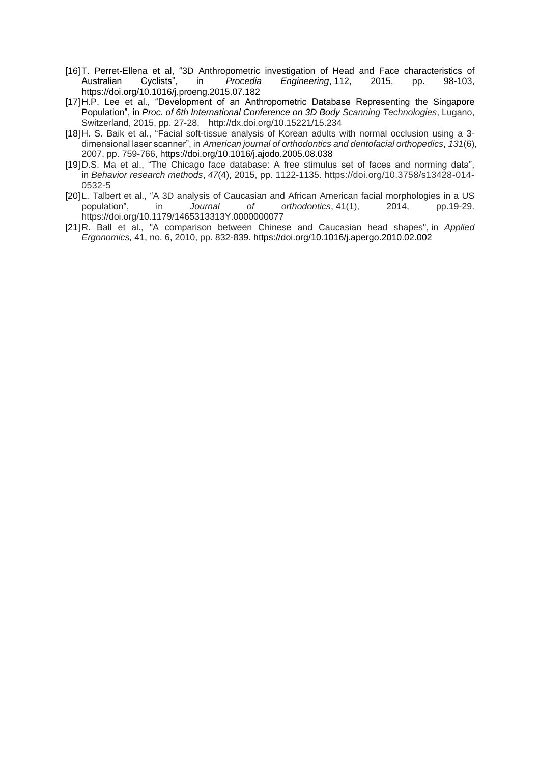[16] T. Perret-Ellena et al, “3D Anthropometric investigation of Head and Face characteristics of Australian Cyclists”, in *Procedia Engineering*, 112, 2015, pp. 98-103, https://doi.org/10.1016/j.proeng.2015.07.182

[17] H.P. Lee et al., “Development of an Anthropometric Database Representing the Singapore Population”, in *Proc. of 6th International Conference on 3D Body Scanning Technologies*, Lugano, Switzerland, 2015, pp. 27-28, http://dx.doi.org/10.15221/15.234

[18] H. S. Baik et al., “Facial soft-tissue analysis of Korean adults with normal occlusion using a 3-dimensional laser scanner”, in *American journal of orthodontics and dentofacial orthopedics*, *131*(6), 2007, pp. 759-766, https://doi.org/10.1016/j.ajodo.2005.08.038

[19] D.S. Ma et al., “The Chicago face database: A free stimulus set of faces and norming data”, in *Behavior research methods*, *47*(4), 2015, pp. 1122-1135. https://doi.org/10.3758/s13428-014-0532-5

[20] L. Talbert et al., “A 3D analysis of Caucasian and African American facial morphologies in a US population”, in *Journal of orthodontics*, 41(1), 2014, pp.19-29. https://doi.org/10.1179/1465313313Y.0000000077

[21] R. Ball et al., "A comparison between Chinese and Caucasian head shapes", in *Applied Ergonomics,* 41, no. 6, 2010, pp. 832-839. https://doi.org/10.1016/j.apergo.2010.02.002